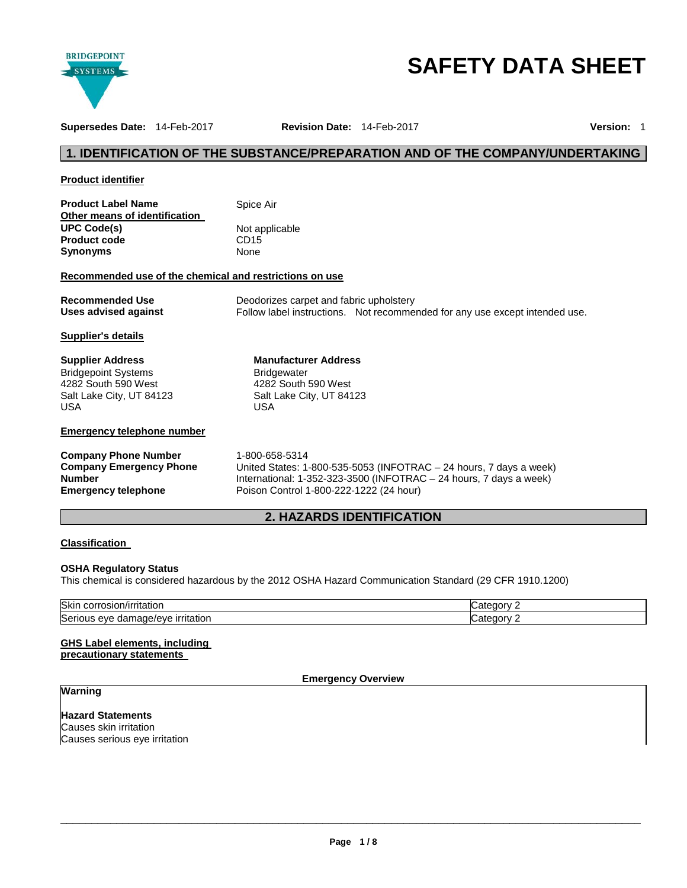# SAFETY DATA SHEET

**Supersedes Date:** 14-Feb-2017 **Revision Date:** 14-Feb-2017 **Version:** 1

## 1. IDENTIFICATION OF THE SUBSTANCE/PREPARATION AND OF THE COMPANY/UNDERTAKING

### Product identifier

**Product Label Name** Spice Air

**Other means of identification**

**UPC Code(s)** Not applicable
**Product code** CD15
**Synonyms** None

### Recommended use of the chemical and restrictions on use

**Recommended Use** Deodorizes carpet and fabric upholstery
**Uses advised against** Follow label instructions. Not recommended for any use except intended use.

### Supplier's details

**Supplier Address**
Bridgepoint Systems
4282 South 590 West
Salt Lake City, UT 84123
USA

**Manufacturer Address**
Bridgewater
4282 South 590 West
Salt Lake City, UT 84123
USA

### Emergency telephone number

**Company Phone Number** 1-800-658-5314
**Company Emergency Phone Number** United States: 1-800-535-5053 (INFOTRAC – 24 hours, 7 days a week)
International: 1-352-323-3500 (INFOTRAC – 24 hours, 7 days a week)
**Emergency telephone** Poison Control 1-800-222-1222 (24 hour)

## 2. HAZARDS IDENTIFICATION

### Classification

**OSHA Regulatory Status**
This chemical is considered hazardous by the 2012 OSHA Hazard Communication Standard (29 CFR 1910.1200)

| Hazard | Category |
|---|---|
| Skin corrosion/irritation | Category 2 |
| Serious eye damage/eye irritation | Category 2 |

### GHS Label elements, including precautionary statements

**Emergency Overview**

**Warning**

**Hazard Statements**
Causes skin irritation
Causes serious eye irritation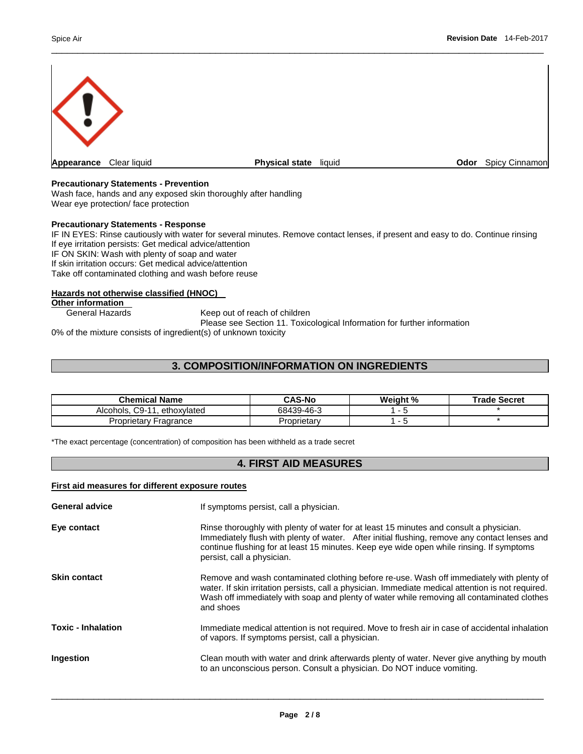**Appearance** Clear liquid **Physical state** liquid **Odor** Spicy Cinnamon

**Precautionary Statements - Prevention**

Wash face, hands and any exposed skin thoroughly after handling
Wear eye protection/ face protection

**Precautionary Statements - Response**

IF IN EYES: Rinse cautiously with water for several minutes. Remove contact lenses, if present and easy to do. Continue rinsing
If eye irritation persists: Get medical advice/attention
IF ON SKIN: Wash with plenty of soap and water
If skin irritation occurs: Get medical advice/attention
Take off contaminated clothing and wash before reuse

**Hazards not otherwise classified (HNOC)**

**Other information**

General Hazards — Keep out of reach of children
Please see Section 11. Toxicological Information for further information

0% of the mixture consists of ingredient(s) of unknown toxicity

## 3. COMPOSITION/INFORMATION ON INGREDIENTS

| Chemical Name | CAS-No | Weight % | Trade Secret |
|---|---|---|---|
| Alcohols, C9-11, ethoxylated | 68439-46-3 | 1 - 5 | * |
| Proprietary Fragrance | Proprietary | 1 - 5 | * |

*The exact percentage (concentration) of composition has been withheld as a trade secret

## 4. FIRST AID MEASURES

**First aid measures for different exposure routes**

**General advice** — If symptoms persist, call a physician.

**Eye contact** — Rinse thoroughly with plenty of water for at least 15 minutes and consult a physician. Immediately flush with plenty of water. After initial flushing, remove any contact lenses and continue flushing for at least 15 minutes. Keep eye wide open while rinsing. If symptoms persist, call a physician.

**Skin contact** — Remove and wash contaminated clothing before re-use. Wash off immediately with plenty of water. If skin irritation persists, call a physician. Immediate medical attention is not required. Wash off immediately with soap and plenty of water while removing all contaminated clothes and shoes

**Toxic - Inhalation** — Immediate medical attention is not required. Move to fresh air in case of accidental inhalation of vapors. If symptoms persist, call a physician.

**Ingestion** — Clean mouth with water and drink afterwards plenty of water. Never give anything by mouth to an unconscious person. Consult a physician. Do NOT induce vomiting.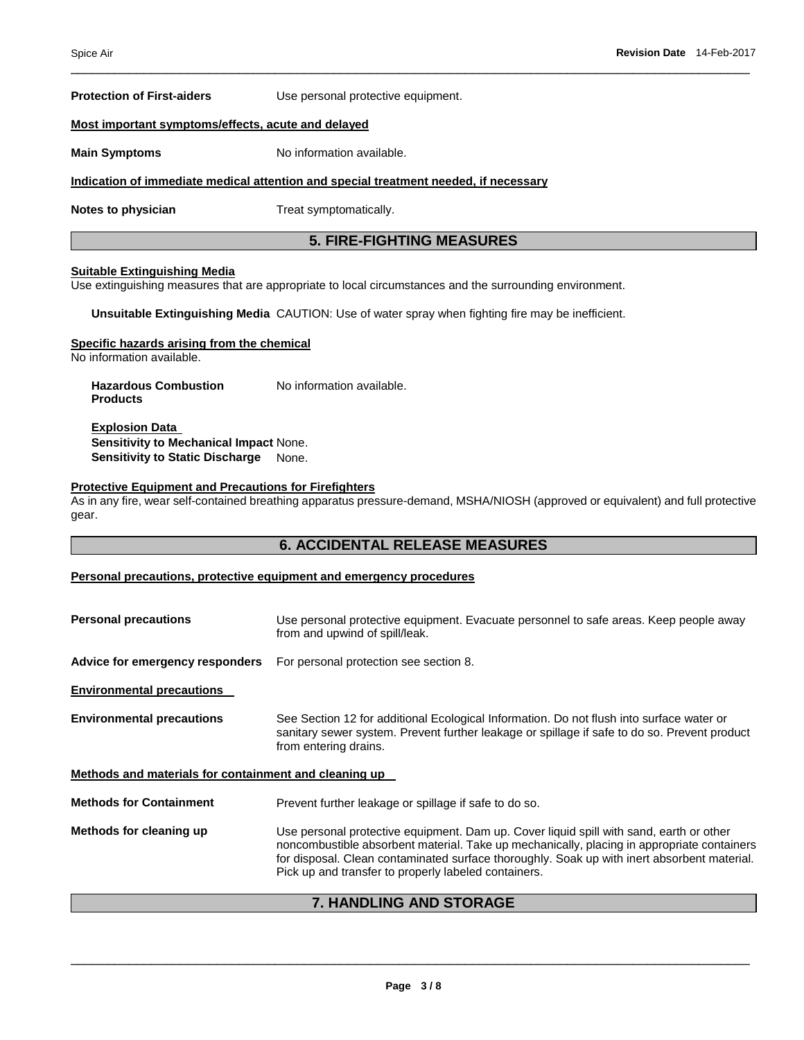**Protection of First-aiders** Use personal protective equipment.

**Most important symptoms/effects, acute and delayed**

**Main Symptoms** No information available.

**Indication of immediate medical attention and special treatment needed, if necessary**

**Notes to physician** Treat symptomatically.

## 5. FIRE-FIGHTING MEASURES

**Suitable Extinguishing Media**

Use extinguishing measures that are appropriate to local circumstances and the surrounding environment.

**Unsuitable Extinguishing Media** CAUTION: Use of water spray when fighting fire may be inefficient.

**Specific hazards arising from the chemical**

No information available.

**Hazardous Combustion Products** No information available.

**Explosion Data**

**Sensitivity to Mechanical Impact** None.

**Sensitivity to Static Discharge** None.

**Protective Equipment and Precautions for Firefighters**

As in any fire, wear self-contained breathing apparatus pressure-demand, MSHA/NIOSH (approved or equivalent) and full protective gear.

## 6. ACCIDENTAL RELEASE MEASURES

**Personal precautions, protective equipment and emergency procedures**

**Personal precautions** Use personal protective equipment. Evacuate personnel to safe areas. Keep people away from and upwind of spill/leak.

**Advice for emergency responders** For personal protection see section 8.

**Environmental precautions**

**Environmental precautions** See Section 12 for additional Ecological Information. Do not flush into surface water or sanitary sewer system. Prevent further leakage or spillage if safe to do so. Prevent product from entering drains.

**Methods and materials for containment and cleaning up**

**Methods for Containment** Prevent further leakage or spillage if safe to do so.

**Methods for cleaning up** Use personal protective equipment. Dam up. Cover liquid spill with sand, earth or other noncombustible absorbent material. Take up mechanically, placing in appropriate containers for disposal. Clean contaminated surface thoroughly. Soak up with inert absorbent material. Pick up and transfer to properly labeled containers.

## 7. HANDLING AND STORAGE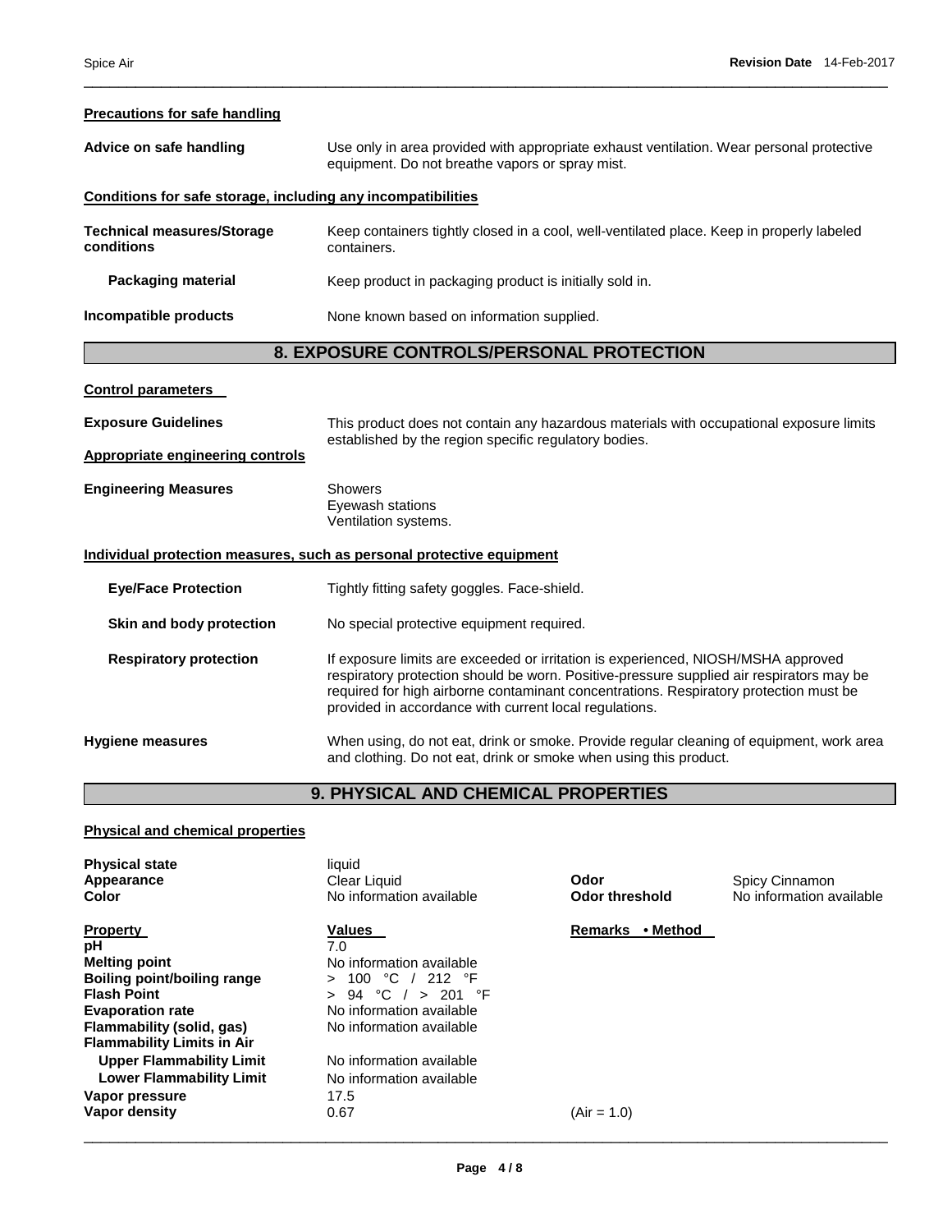**Precautions for safe handling**

**Advice on safe handling** Use only in area provided with appropriate exhaust ventilation. Wear personal protective equipment. Do not breathe vapors or spray mist.

**Conditions for safe storage, including any incompatibilities**

**Technical measures/Storage conditions** Keep containers tightly closed in a cool, well-ventilated place. Keep in properly labeled containers.

**Packaging material** Keep product in packaging product is initially sold in.

**Incompatible products** None known based on information supplied.

## 8. EXPOSURE CONTROLS/PERSONAL PROTECTION

**Control parameters**

**Exposure Guidelines** This product does not contain any hazardous materials with occupational exposure limits established by the region specific regulatory bodies.

**Appropriate engineering controls**

**Engineering Measures** Showers
Eyewash stations
Ventilation systems.

**Individual protection measures, such as personal protective equipment**

**Eye/Face Protection** Tightly fitting safety goggles. Face-shield.

**Skin and body protection** No special protective equipment required.

**Respiratory protection** If exposure limits are exceeded or irritation is experienced, NIOSH/MSHA approved respiratory protection should be worn. Positive-pressure supplied air respirators may be required for high airborne contaminant concentrations. Respiratory protection must be provided in accordance with current local regulations.

**Hygiene measures** When using, do not eat, drink or smoke. Provide regular cleaning of equipment, work area and clothing. Do not eat, drink or smoke when using this product.

## 9. PHYSICAL AND CHEMICAL PROPERTIES

**Physical and chemical properties**

| | | | |
|---|---|---|---|
| **Physical state** | liquid | | |
| **Appearance** | Clear Liquid | **Odor** | Spicy Cinnamon |
| **Color** | No information available | **Odor threshold** | No information available |

| **Property** | **Values** | **Remarks • Method** |
|---|---|---|
| **pH** | 7.0 | |
| **Melting point** | No information available | |
| **Boiling point/boiling range** | > 100 °C / 212 °F | |
| **Flash Point** | > 94 °C / > 201 °F | |
| **Evaporation rate** | No information available | |
| **Flammability (solid, gas)** | No information available | |
| **Flammability Limits in Air** | | |
| **Upper Flammability Limit** | No information available | |
| **Lower Flammability Limit** | No information available | |
| **Vapor pressure** | 17.5 | |
| **Vapor density** | 0.67 | (Air = 1.0) |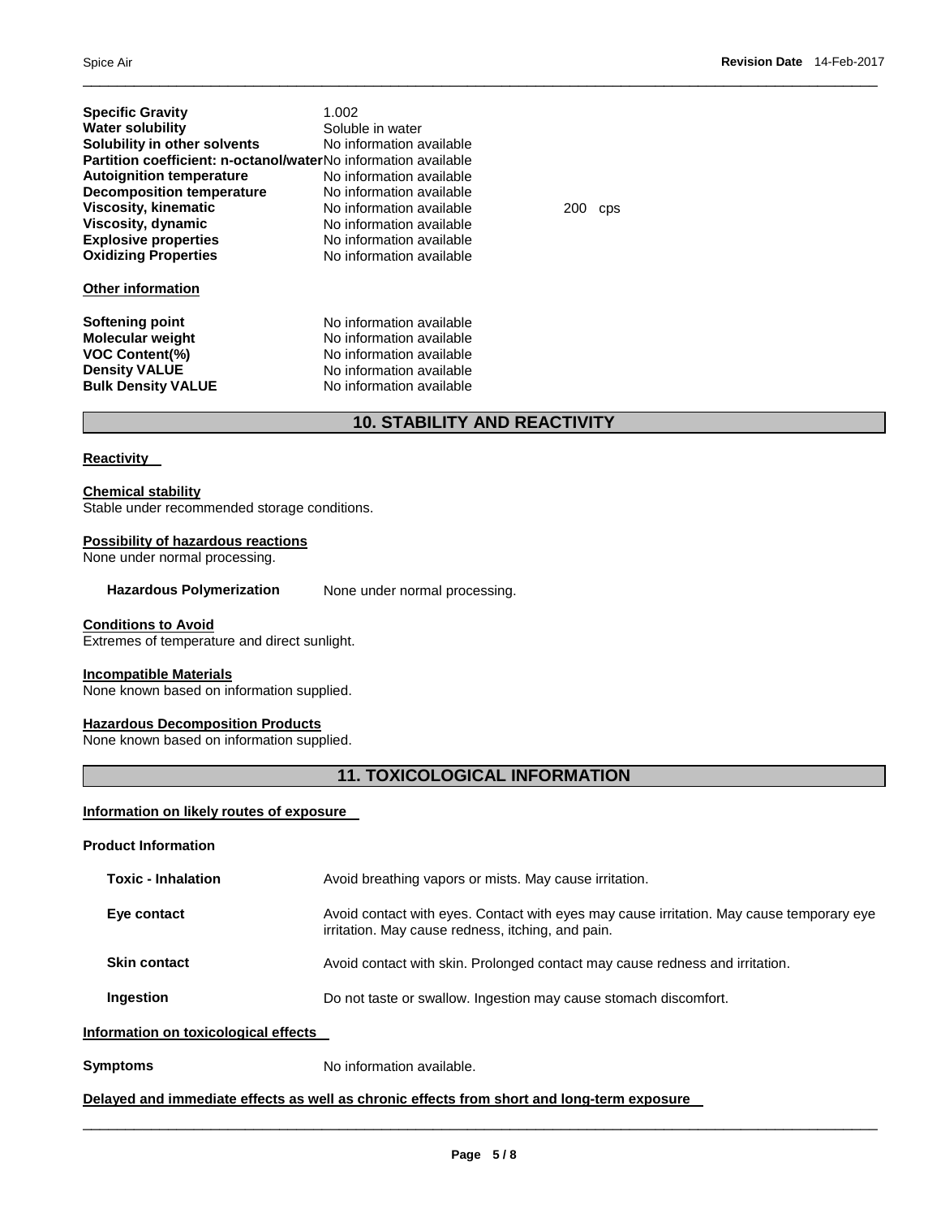| | | |
|---|---|---|
| **Specific Gravity** | 1.002 | |
| **Water solubility** | Soluble in water | |
| **Solubility in other solvents** | No information available | |
| **Partition coefficient: n-octanol/water** | No information available | |
| **Autoignition temperature** | No information available | |
| **Decomposition temperature** | No information available | |
| **Viscosity, kinematic** | No information available | 200 cps |
| **Viscosity, dynamic** | No information available | |
| **Explosive properties** | No information available | |
| **Oxidizing Properties** | No information available | |

**Other information**

| | |
|---|---|
| **Softening point** | No information available |
| **Molecular weight** | No information available |
| **VOC Content(%)** | No information available |
| **Density VALUE** | No information available |
| **Bulk Density VALUE** | No information available |

## 10. STABILITY AND REACTIVITY

**Reactivity**

**Chemical stability**
Stable under recommended storage conditions.

**Possibility of hazardous reactions**
None under normal processing.

**Hazardous Polymerization** None under normal processing.

**Conditions to Avoid**
Extremes of temperature and direct sunlight.

**Incompatible Materials**
None known based on information supplied.

**Hazardous Decomposition Products**
None known based on information supplied.

## 11. TOXICOLOGICAL INFORMATION

**Information on likely routes of exposure**

**Product Information**

| | |
|---|---|
| **Toxic - Inhalation** | Avoid breathing vapors or mists. May cause irritation. |
| **Eye contact** | Avoid contact with eyes. Contact with eyes may cause irritation. May cause temporary eye irritation. May cause redness, itching, and pain. |
| **Skin contact** | Avoid contact with skin. Prolonged contact may cause redness and irritation. |
| **Ingestion** | Do not taste or swallow. Ingestion may cause stomach discomfort. |

**Information on toxicological effects**

**Symptoms** No information available.

**Delayed and immediate effects as well as chronic effects from short and long-term exposure**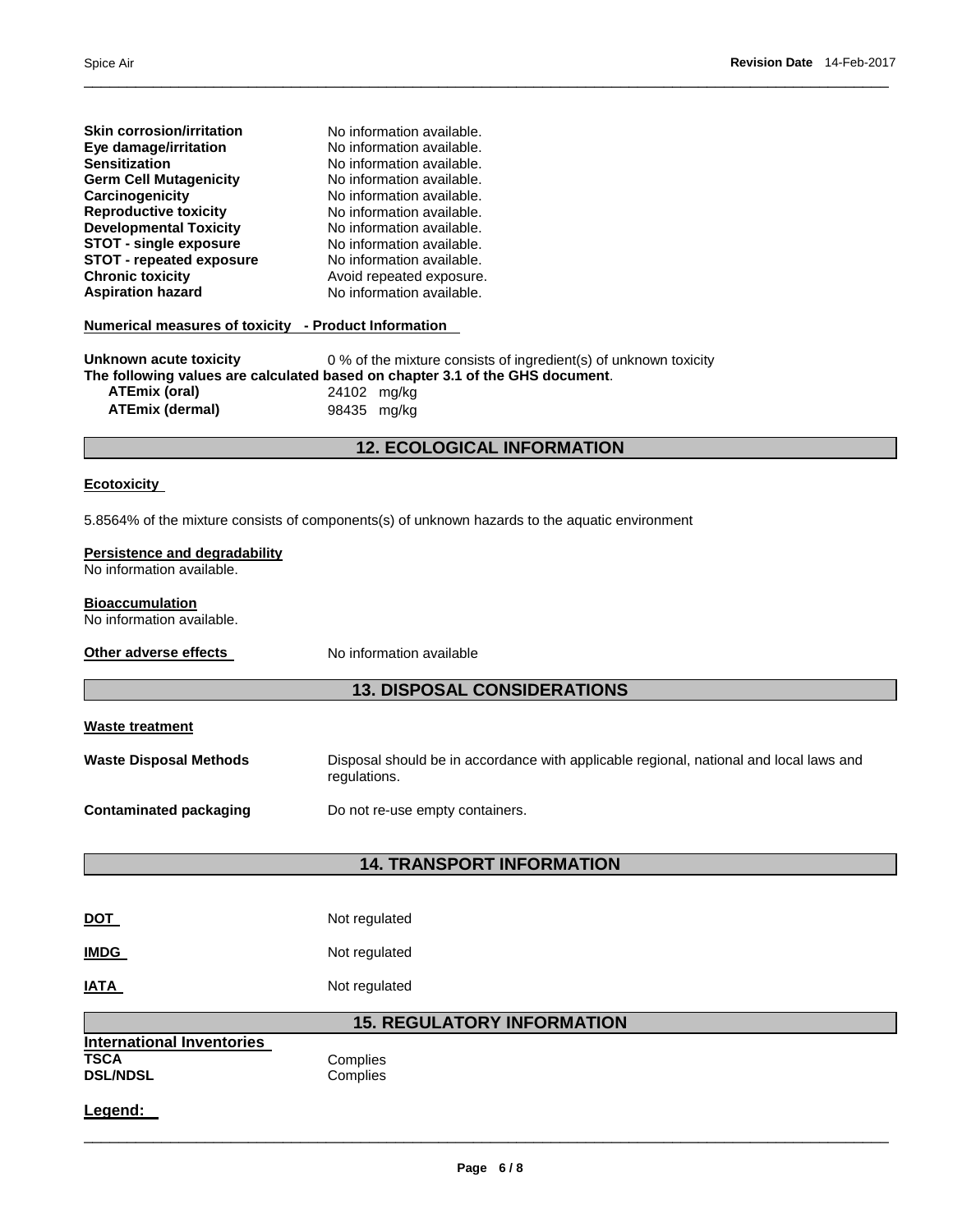| | |
|---|---|
| **Skin corrosion/irritation** | No information available. |
| **Eye damage/irritation** | No information available. |
| **Sensitization** | No information available. |
| **Germ Cell Mutagenicity** | No information available. |
| **Carcinogenicity** | No information available. |
| **Reproductive toxicity** | No information available. |
| **Developmental Toxicity** | No information available. |
| **STOT - single exposure** | No information available. |
| **STOT - repeated exposure** | No information available. |
| **Chronic toxicity** | Avoid repeated exposure. |
| **Aspiration hazard** | No information available. |

**Numerical measures of toxicity - Product Information**

**Unknown acute toxicity** 0 % of the mixture consists of ingredient(s) of unknown toxicity

**The following values are calculated based on chapter 3.1 of the GHS document**.

| | |
|---|---|
| **ATEmix (oral)** | 24102 mg/kg |
| **ATEmix (dermal)** | 98435 mg/kg |

## 12. ECOLOGICAL INFORMATION

**Ecotoxicity**

5.8564% of the mixture consists of components(s) of unknown hazards to the aquatic environment

**Persistence and degradability**

No information available.

**Bioaccumulation**

No information available.

**Other adverse effects** No information available

## 13. DISPOSAL CONSIDERATIONS

**Waste treatment**

| | |
|---|---|
| **Waste Disposal Methods** | Disposal should be in accordance with applicable regional, national and local laws and regulations. |
| **Contaminated packaging** | Do not re-use empty containers. |

## 14. TRANSPORT INFORMATION

| | |
|---|---|
| **DOT** | Not regulated |
| **IMDG** | Not regulated |
| **IATA** | Not regulated |

## 15. REGULATORY INFORMATION

**International Inventories**

| | |
|---|---|
| **TSCA** | Complies |
| **DSL/NDSL** | Complies |

**Legend:**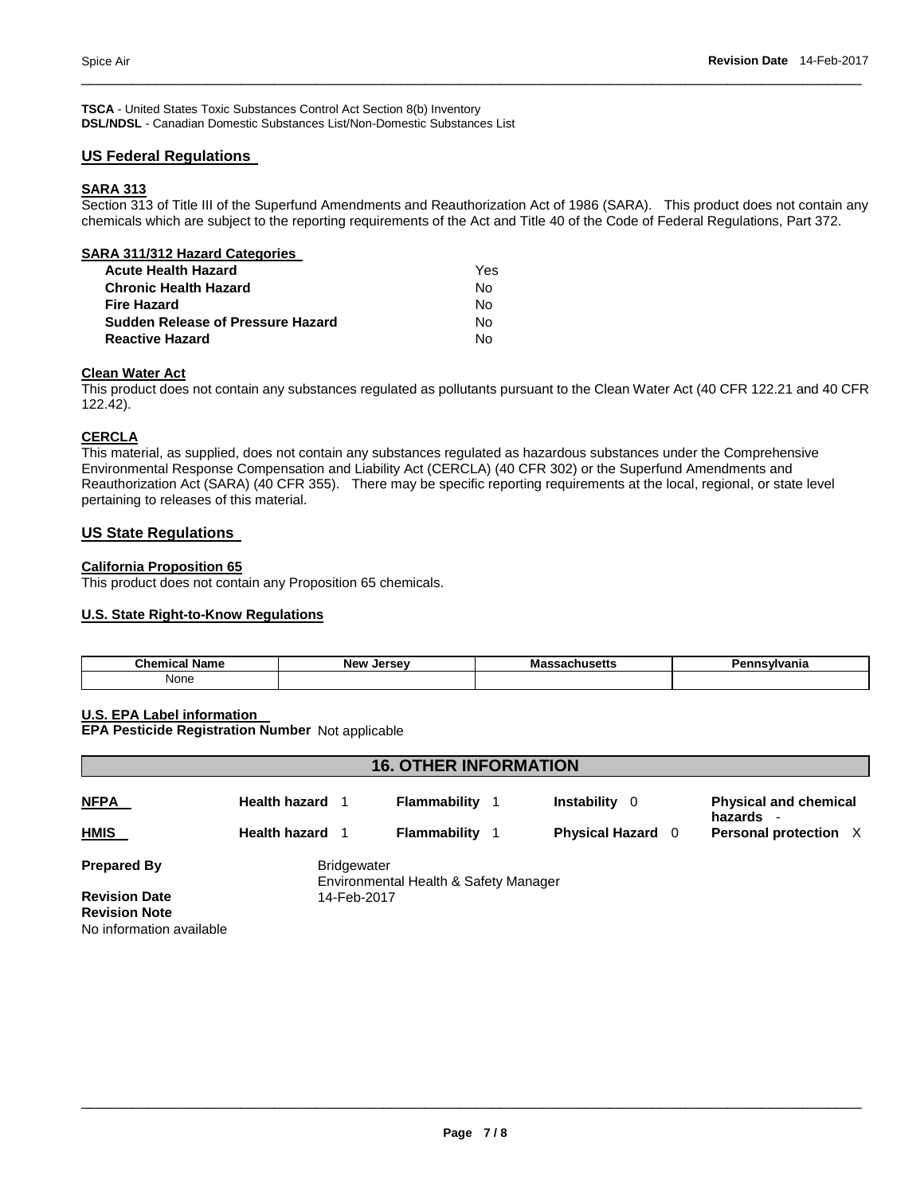**TSCA** - United States Toxic Substances Control Act Section 8(b) Inventory
**DSL/NDSL** - Canadian Domestic Substances List/Non-Domestic Substances List

## US Federal Regulations

### SARA 313

Section 313 of Title III of the Superfund Amendments and Reauthorization Act of 1986 (SARA). This product does not contain any chemicals which are subject to the reporting requirements of the Act and Title 40 of the Code of Federal Regulations, Part 372.

### SARA 311/312 Hazard Categories

| | |
|---|---|
| **Acute Health Hazard** | Yes |
| **Chronic Health Hazard** | No |
| **Fire Hazard** | No |
| **Sudden Release of Pressure Hazard** | No |
| **Reactive Hazard** | No |

### Clean Water Act

This product does not contain any substances regulated as pollutants pursuant to the Clean Water Act (40 CFR 122.21 and 40 CFR 122.42).

### CERCLA

This material, as supplied, does not contain any substances regulated as hazardous substances under the Comprehensive Environmental Response Compensation and Liability Act (CERCLA) (40 CFR 302) or the Superfund Amendments and Reauthorization Act (SARA) (40 CFR 355). There may be specific reporting requirements at the local, regional, or state level pertaining to releases of this material.

## US State Regulations

### California Proposition 65

This product does not contain any Proposition 65 chemicals.

### U.S. State Right-to-Know Regulations

| Chemical Name | New Jersey | Massachusetts | Pennsylvania |
|---|---|---|---|
| None | | | |

### U.S. EPA Label information

**EPA Pesticide Registration Number** Not applicable

# 16. OTHER INFORMATION

| | | | | |
|---|---|---|---|---|
| **NFPA** | **Health hazard** 1 | **Flammability** 1 | **Instability** 0 | **Physical and chemical hazards** - |
| **HMIS** | **Health hazard** 1 | **Flammability** 1 | **Physical Hazard** 0 | **Personal protection** X |

**Prepared By** Bridgewater
Environmental Health & Safety Manager

**Revision Date** 14-Feb-2017

**Revision Note**
No information available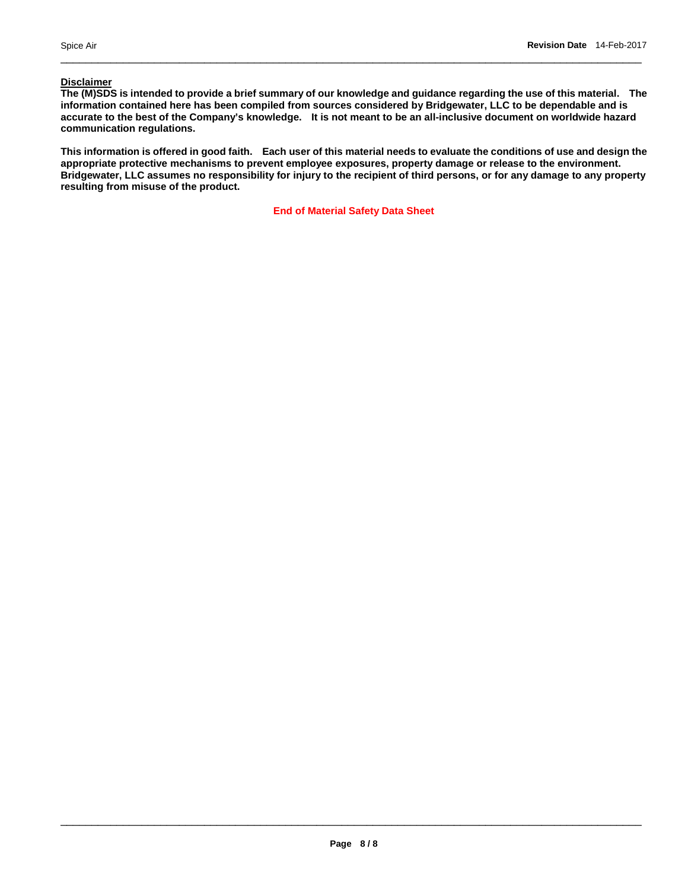**Disclaimer**

**The (M)SDS is intended to provide a brief summary of our knowledge and guidance regarding the use of this material. The information contained here has been compiled from sources considered by Bridgewater, LLC to be dependable and is accurate to the best of the Company's knowledge. It is not meant to be an all-inclusive document on worldwide hazard communication regulations.**

**This information is offered in good faith. Each user of this material needs to evaluate the conditions of use and design the appropriate protective mechanisms to prevent employee exposures, property damage or release to the environment. Bridgewater, LLC assumes no responsibility for injury to the recipient of third persons, or for any damage to any property resulting from misuse of the product.**

**End of Material Safety Data Sheet**